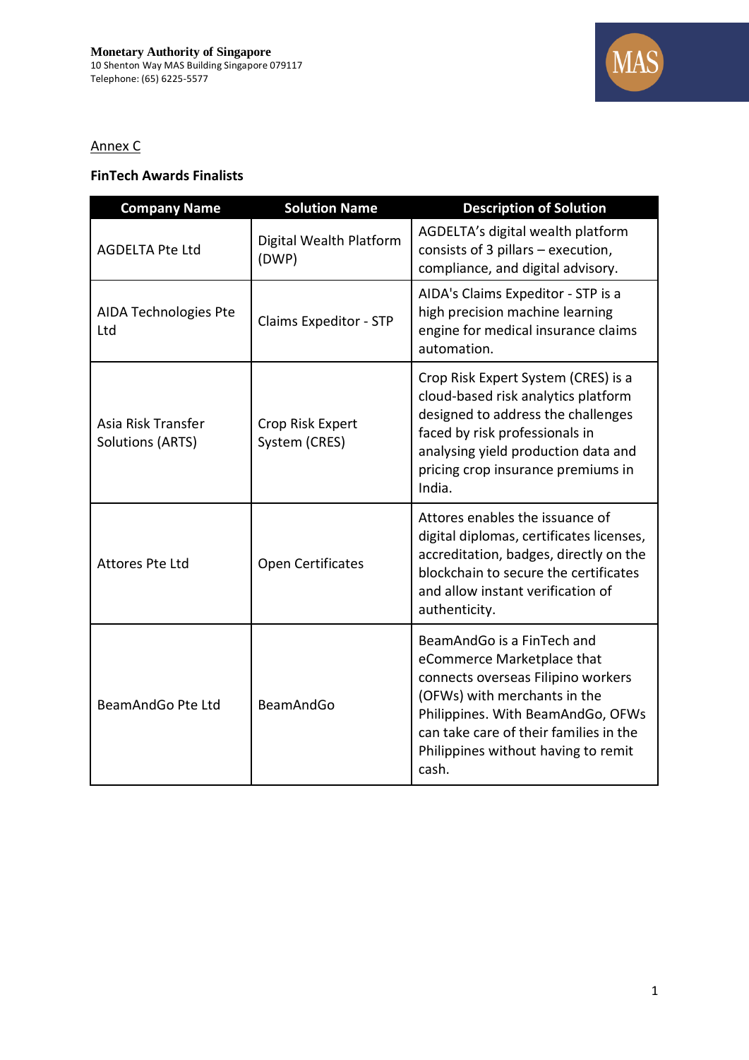**Monetary Authority of Singapore**
10 Shenton Way MAS Building Singapore 079117
Telephone: (65) 6225-5577

Annex C

**FinTech Awards Finalists**

| Company Name | Solution Name | Description of Solution |
|---|---|---|
| AGDELTA Pte Ltd | Digital Wealth Platform (DWP) | AGDELTA's digital wealth platform consists of 3 pillars – execution, compliance, and digital advisory. |
| AIDA Technologies Pte Ltd | Claims Expeditor - STP | AIDA's Claims Expeditor - STP is a high precision machine learning engine for medical insurance claims automation. |
| Asia Risk Transfer Solutions (ARTS) | Crop Risk Expert System (CRES) | Crop Risk Expert System (CRES) is a cloud-based risk analytics platform designed to address the challenges faced by risk professionals in analysing yield production data and pricing crop insurance premiums in India. |
| Attores Pte Ltd | Open Certificates | Attores enables the issuance of digital diplomas, certificates licenses, accreditation, badges, directly on the blockchain to secure the certificates and allow instant verification of authenticity. |
| BeamAndGo Pte Ltd | BeamAndGo | BeamAndGo is a FinTech and eCommerce Marketplace that connects overseas Filipino workers (OFWs) with merchants in the Philippines. With BeamAndGo, OFWs can take care of their families in the Philippines without having to remit cash. |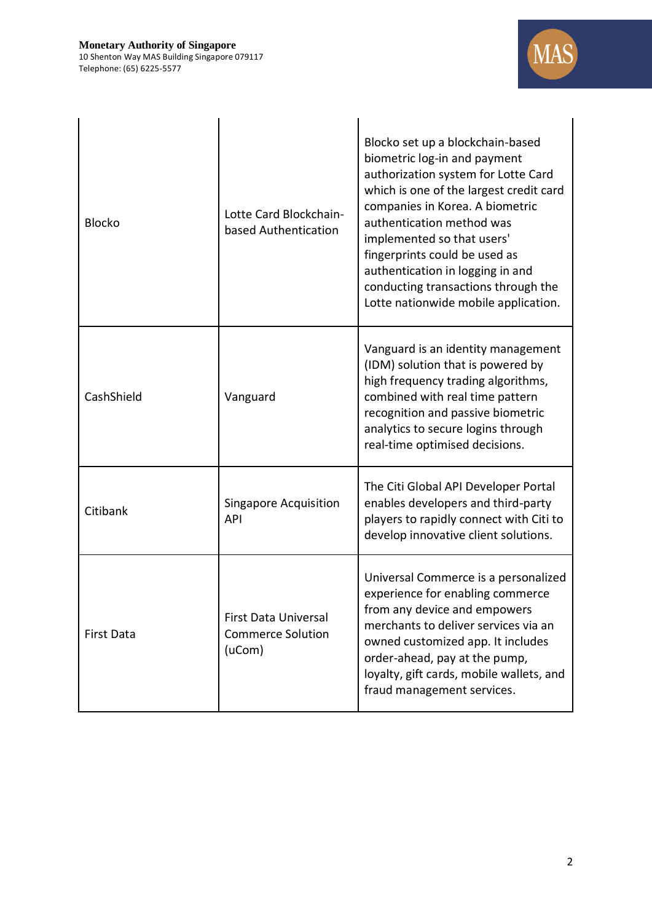| | | |
|---|---|---|
| Blocko | Lotte Card Blockchain-based Authentication | Blocko set up a blockchain-based biometric log-in and payment authorization system for Lotte Card which is one of the largest credit card companies in Korea. A biometric authentication method was implemented so that users' fingerprints could be used as authentication in logging in and conducting transactions through the Lotte nationwide mobile application. |
| CashShield | Vanguard | Vanguard is an identity management (IDM) solution that is powered by high frequency trading algorithms, combined with real time pattern recognition and passive biometric analytics to secure logins through real-time optimised decisions. |
| Citibank | Singapore Acquisition API | The Citi Global API Developer Portal enables developers and third-party players to rapidly connect with Citi to develop innovative client solutions. |
| First Data | First Data Universal Commerce Solution (uCom) | Universal Commerce is a personalized experience for enabling commerce from any device and empowers merchants to deliver services via an owned customized app. It includes order-ahead, pay at the pump, loyalty, gift cards, mobile wallets, and fraud management services. |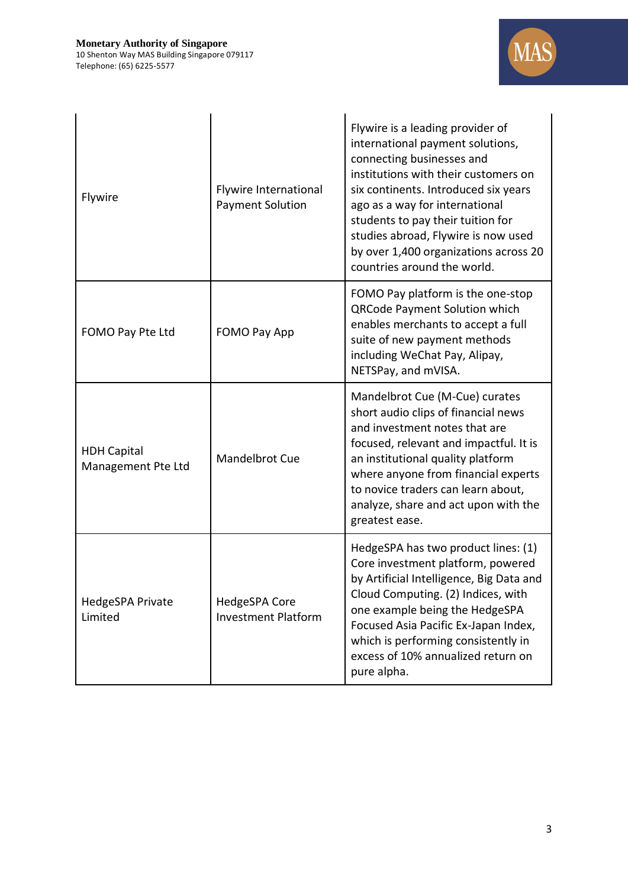| Flywire | Flywire International Payment Solution | Flywire is a leading provider of international payment solutions, connecting businesses and institutions with their customers on six continents. Introduced six years ago as a way for international students to pay their tuition for studies abroad, Flywire is now used by over 1,400 organizations across 20 countries around the world. |
|---|---|---|
| FOMO Pay Pte Ltd | FOMO Pay App | FOMO Pay platform is the one-stop QRCode Payment Solution which enables merchants to accept a full suite of new payment methods including WeChat Pay, Alipay, NETSPay, and mVISA. |
| HDH Capital Management Pte Ltd | Mandelbrot Cue | Mandelbrot Cue (M-Cue) curates short audio clips of financial news and investment notes that are focused, relevant and impactful. It is an institutional quality platform where anyone from financial experts to novice traders can learn about, analyze, share and act upon with the greatest ease. |
| HedgeSPA Private Limited | HedgeSPA Core Investment Platform | HedgeSPA has two product lines: (1) Core investment platform, powered by Artificial Intelligence, Big Data and Cloud Computing. (2) Indices, with one example being the HedgeSPA Focused Asia Pacific Ex-Japan Index, which is performing consistently in excess of 10% annualized return on pure alpha. |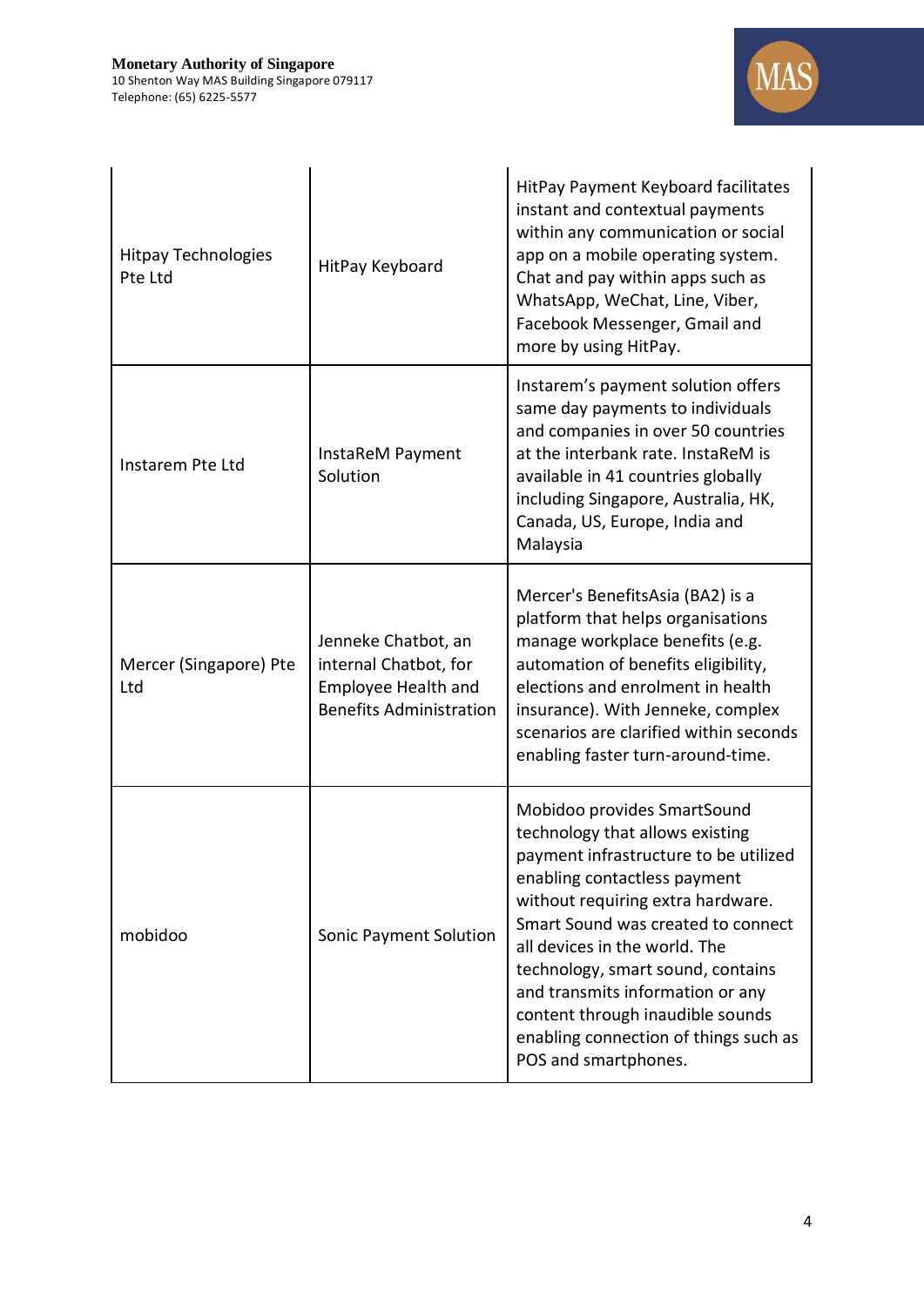| Hitpay Technologies Pte Ltd | HitPay Keyboard | HitPay Payment Keyboard facilitates instant and contextual payments within any communication or social app on a mobile operating system. Chat and pay within apps such as WhatsApp, WeChat, Line, Viber, Facebook Messenger, Gmail and more by using HitPay. |
|---|---|---|
| Instarem Pte Ltd | InstaReM Payment Solution | Instarem's payment solution offers same day payments to individuals and companies in over 50 countries at the interbank rate. InstaReM is available in 41 countries globally including Singapore, Australia, HK, Canada, US, Europe, India and Malaysia |
| Mercer (Singapore) Pte Ltd | Jenneke Chatbot, an internal Chatbot, for Employee Health and Benefits Administration | Mercer's BenefitsAsia (BA2) is a platform that helps organisations manage workplace benefits (e.g. automation of benefits eligibility, elections and enrolment in health insurance). With Jenneke, complex scenarios are clarified within seconds enabling faster turn-around-time. |
| mobidoo | Sonic Payment Solution | Mobidoo provides SmartSound technology that allows existing payment infrastructure to be utilized enabling contactless payment without requiring extra hardware. Smart Sound was created to connect all devices in the world. The technology, smart sound, contains and transmits information or any content through inaudible sounds enabling connection of things such as POS and smartphones. |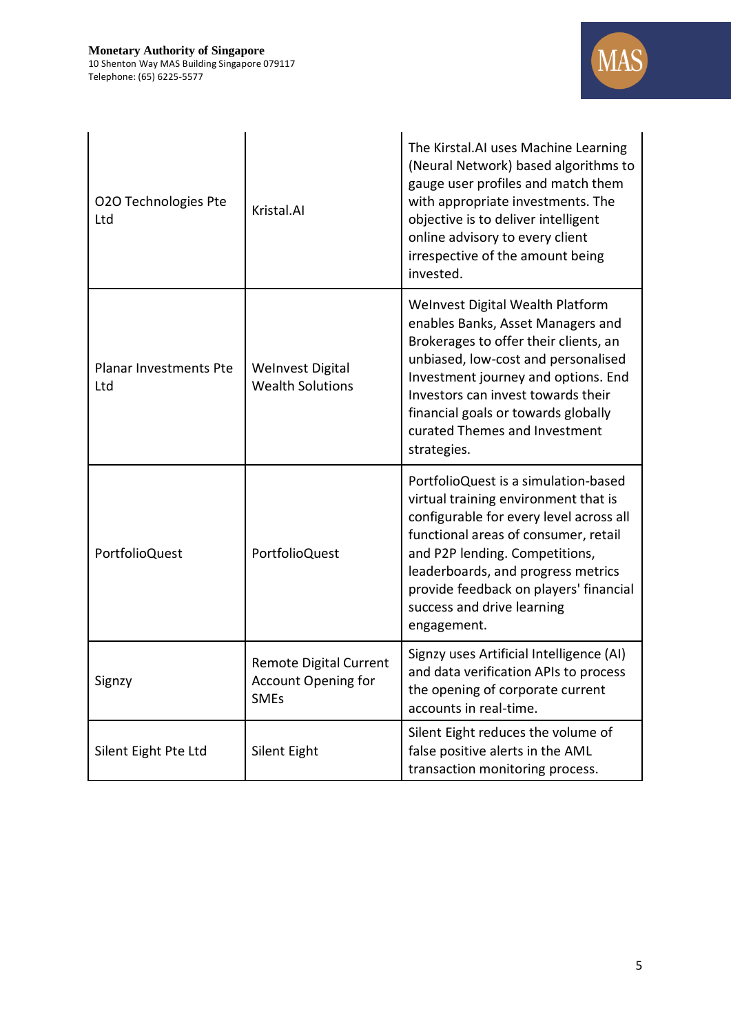| | | |
|---|---|---|
| O2O Technologies Pte Ltd | Kristal.AI | The Kirstal.AI uses Machine Learning (Neural Network) based algorithms to gauge user profiles and match them with appropriate investments. The objective is to deliver intelligent online advisory to every client irrespective of the amount being invested. |
| Planar Investments Pte Ltd | WeInvest Digital Wealth Solutions | WeInvest Digital Wealth Platform enables Banks, Asset Managers and Brokerages to offer their clients, an unbiased, low-cost and personalised Investment journey and options. End Investors can invest towards their financial goals or towards globally curated Themes and Investment strategies. |
| PortfolioQuest | PortfolioQuest | PortfolioQuest is a simulation-based virtual training environment that is configurable for every level across all functional areas of consumer, retail and P2P lending. Competitions, leaderboards, and progress metrics provide feedback on players' financial success and drive learning engagement. |
| Signzy | Remote Digital Current Account Opening for SMEs | Signzy uses Artificial Intelligence (AI) and data verification APIs to process the opening of corporate current accounts in real-time. |
| Silent Eight Pte Ltd | Silent Eight | Silent Eight reduces the volume of false positive alerts in the AML transaction monitoring process. |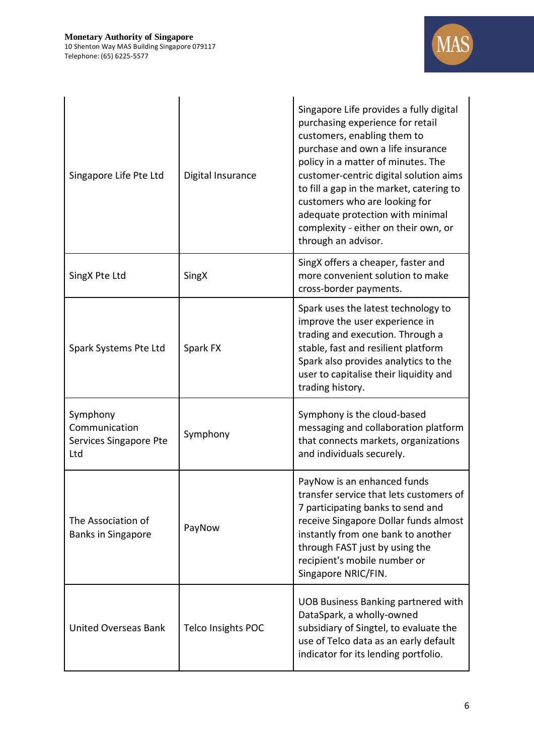| | | |
|---|---|---|
| Singapore Life Pte Ltd | Digital Insurance | Singapore Life provides a fully digital purchasing experience for retail customers, enabling them to purchase and own a life insurance policy in a matter of minutes. The customer-centric digital solution aims to fill a gap in the market, catering to customers who are looking for adequate protection with minimal complexity - either on their own, or through an advisor. |
| SingX Pte Ltd | SingX | SingX offers a cheaper, faster and more convenient solution to make cross-border payments. |
| Spark Systems Pte Ltd | Spark FX | Spark uses the latest technology to improve the user experience in trading and execution. Through a stable, fast and resilient platform Spark also provides analytics to the user to capitalise their liquidity and trading history. |
| Symphony Communication Services Singapore Pte Ltd | Symphony | Symphony is the cloud-based messaging and collaboration platform that connects markets, organizations and individuals securely. |
| The Association of Banks in Singapore | PayNow | PayNow is an enhanced funds transfer service that lets customers of 7 participating banks to send and receive Singapore Dollar funds almost instantly from one bank to another through FAST just by using the recipient's mobile number or Singapore NRIC/FIN. |
| United Overseas Bank | Telco Insights POC | UOB Business Banking partnered with DataSpark, a wholly-owned subsidiary of Singtel, to evaluate the use of Telco data as an early default indicator for its lending portfolio. |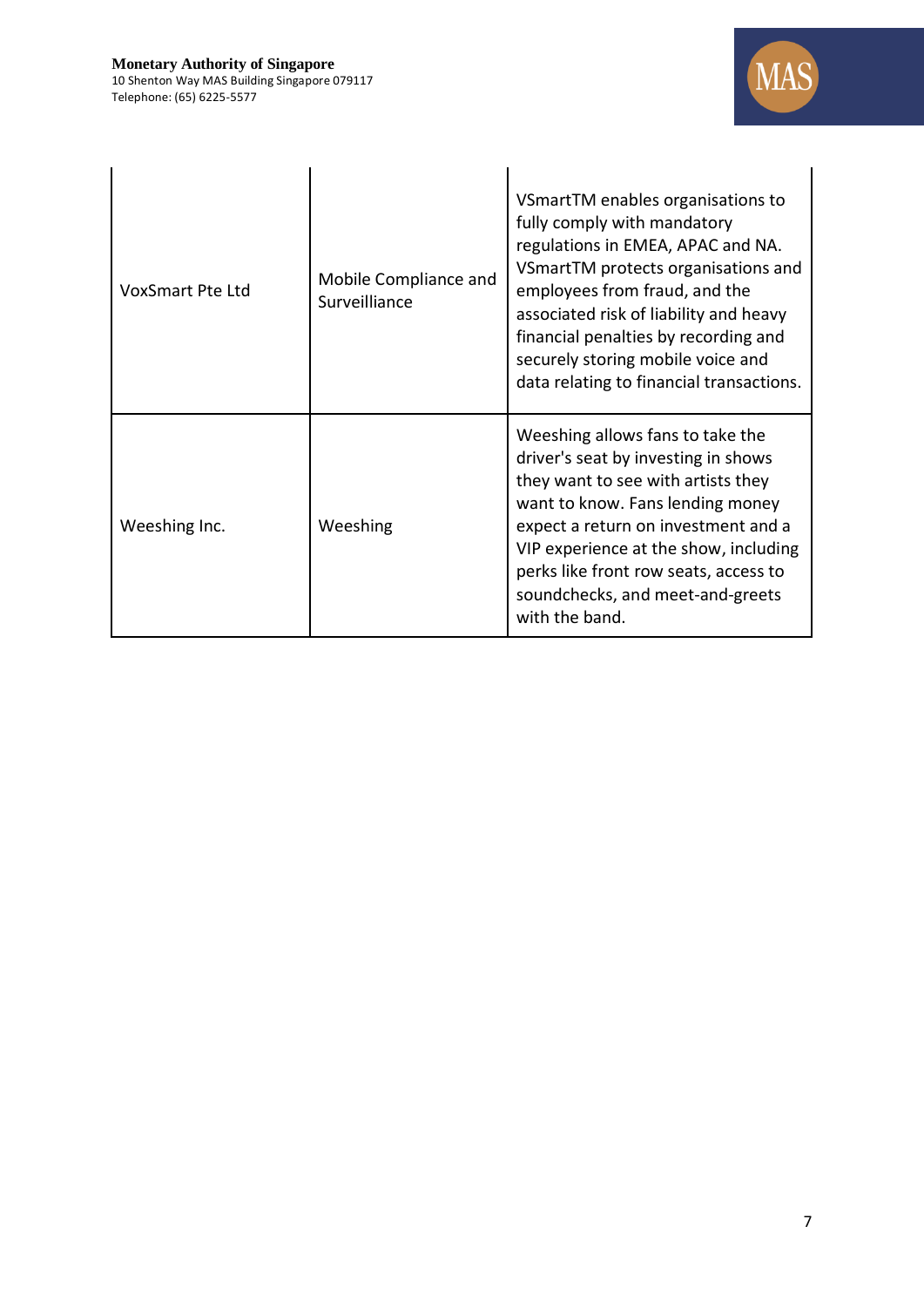| | | |
|---|---|---|
| VoxSmart Pte Ltd | Mobile Compliance and Surveilliance | VSmartTM enables organisations to fully comply with mandatory regulations in EMEA, APAC and NA. VSmartTM protects organisations and employees from fraud, and the associated risk of liability and heavy financial penalties by recording and securely storing mobile voice and data relating to financial transactions. |
| Weeshing Inc. | Weeshing | Weeshing allows fans to take the driver's seat by investing in shows they want to see with artists they want to know. Fans lending money expect a return on investment and a VIP experience at the show, including perks like front row seats, access to soundchecks, and meet-and-greets with the band. |